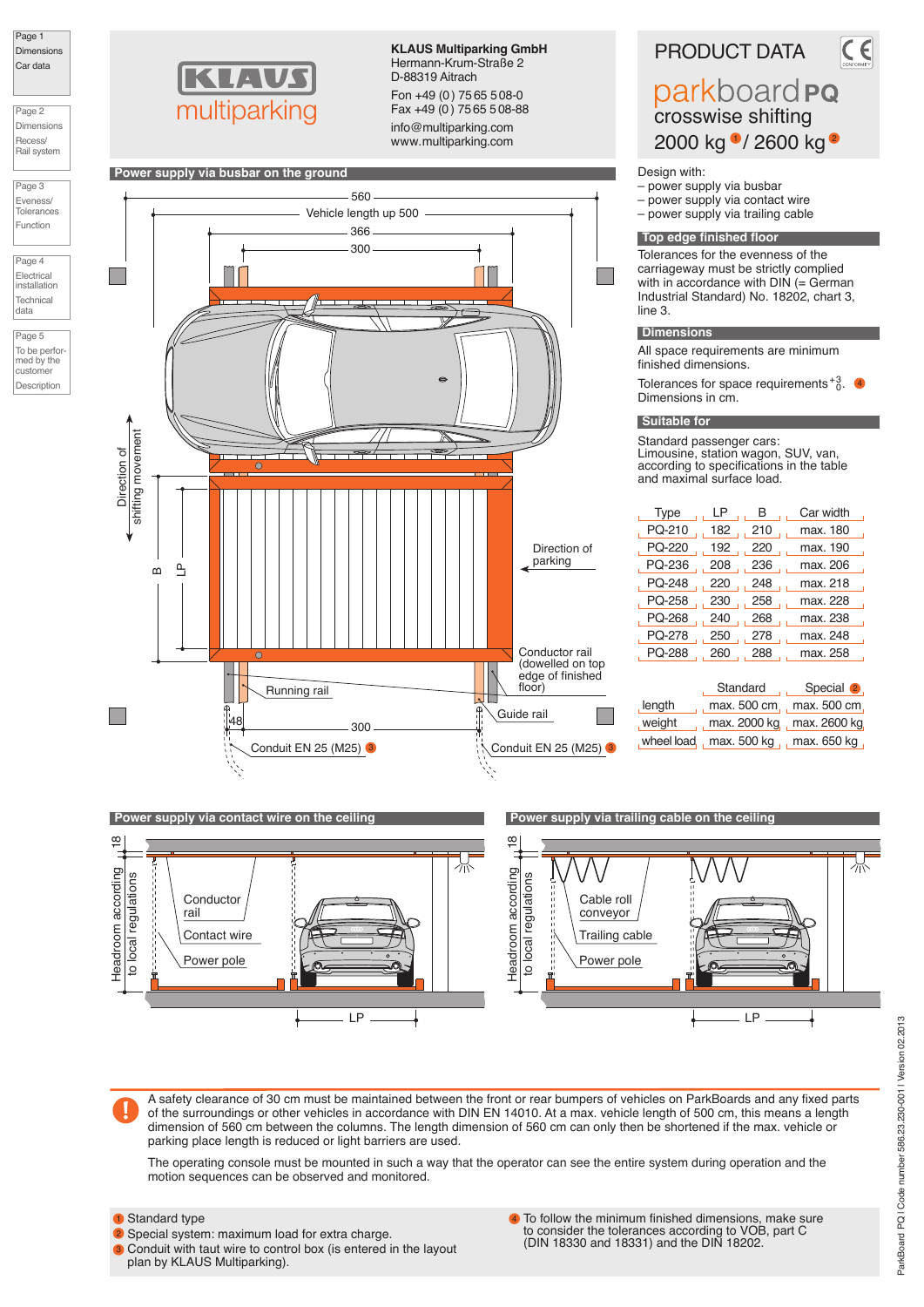Page 1
Dimensions
Car data

Page 2
Dimensions
Recess/
Rail system

Page 3
Eveness/
Tolerances
Function

Page 4
Electrical installation
Technical data

Page 5
To be performed by the customer
Description

**KLAUS Multiparking GmbH**
Hermann-Krum-Straße 2
D-88319 Aitrach

Fon +49 (0) 75 65 5 08-0
Fax +49 (0) 75 65 5 08-88
info@multiparking.com
www.multiparking.com

# PRODUCT DATA

## parkboard PQ
## crosswise shifting
## 2000 kg [1] / 2600 kg [2]

### Power supply via busbar on the ground

560
Vehicle length up 500
366
300
Direction of shifting movement
B
LP
Direction of parking
Conductor rail (dowelled on top edge of finished floor)
Running rail
Guide rail
48
300
Conduit EN 25 (M25) [3]
Conduit EN 25 (M25) [3]

Design with:
- power supply via busbar
- power supply via contact wire
- power supply via trailing cable

### Top edge finished floor

Tolerances for the evenness of the carriageway must be strictly complied with in accordance with DIN (= German Industrial Standard) No. 18202, chart 3, line 3.

### Dimensions

All space requirements are minimum finished dimensions.

Tolerances for space requirements $^{+3}_{0}$. [4]
Dimensions in cm.

### Suitable for

Standard passenger cars:
Limousine, station wagon, SUV, van, according to specifications in the table and maximal surface load.

| Type | LP | B | Car width |
|---|---|---|---|
| PQ-210 | 182 | 210 | max. 180 |
| PQ-220 | 192 | 220 | max. 190 |
| PQ-236 | 208 | 236 | max. 206 |
| PQ-248 | 220 | 248 | max. 218 |
| PQ-258 | 230 | 258 | max. 228 |
| PQ-268 | 240 | 268 | max. 238 |
| PQ-278 | 250 | 278 | max. 248 |
| PQ-288 | 260 | 288 | max. 258 |

| | Standard | Special [2] |
|---|---|---|
| length | max. 500 cm | max. 500 cm |
| weight | max. 2000 kg | max. 2600 kg |
| wheel load | max. 500 kg | max. 650 kg |

### Power supply via contact wire on the ceiling

18
Headroom according to local regulations
Conductor rail
Contact wire
Power pole
LP

### Power supply via trailing cable on the ceiling

18
Headroom according to local regulations
Cable roll conveyor
Trailing cable
Power pole
LP

A safety clearance of 30 cm must be maintained between the front or rear bumpers of vehicles on ParkBoards and any fixed parts of the surroundings or other vehicles in accordance with DIN EN 14010. At a max. vehicle length of 500 cm, this means a length dimension of 560 cm between the columns. The length dimension of 560 cm can only then be shortened if the max. vehicle or parking place length is reduced or light barriers are used.

The operating console must be mounted in such a way that the operator can see the entire system during operation and the motion sequences can be observed and monitored.

[1] Standard type
[2] Special system: maximum load for extra charge.
[3] Conduit with taut wire to control box (is entered in the layout plan by KLAUS Multiparking).
[4] To follow the minimum finished dimensions, make sure to consider the tolerances according to VOB, part C (DIN 18330 and 18331) and the DIN 18202.

ParkBoard PQ | Code number 586.23.230-001 | Version 02.2013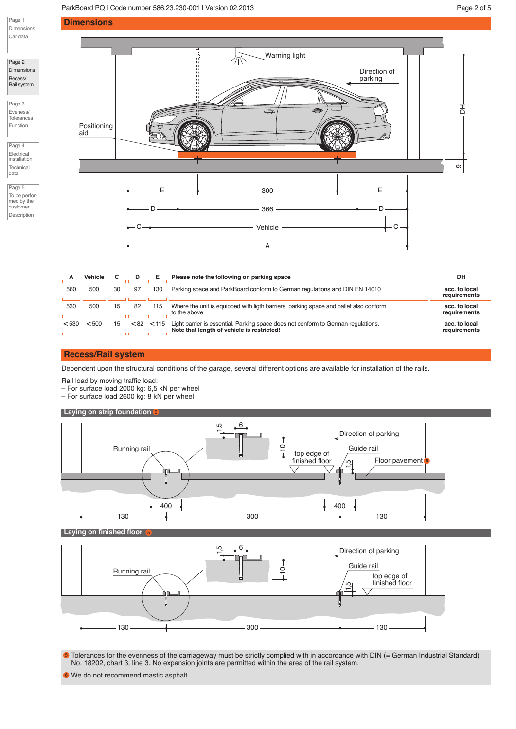## Dimensions

| A | Vehicle | C | D | E | Please note the following on parking space | DH |
|---|---|---|---|---|---|---|
| 560 | 500 | 30 | 97 | 130 | Parking space and ParkBoard conform to German regulations and DIN EN 14010 | **acc. to local requirements** |
| 530 | 500 | 15 | 82 | 115 | Where the unit is equipped with ligth barriers, parking space and pallet also conform to the above | **acc. to local requirements** |
| <530 | <500 | 15 | <82 | <115 | Light barrier is essential. Parking space does not conform to German regulations. **Note that length of vehicle is restricted!** | **acc. to local requirements** |

## Recess/Rail system

Dependent upon the structural conditions of the garage, several different options are available for installation of the rails.

Rail load by moving traffic load:
– For surface load 2000 kg: 6,5 kN per wheel
– For surface load 2600 kg: 8 kN per wheel

### Laying on strip foundation [5]

### Laying on finished floor [5]

[5] Tolerances for the evenness of the carriageway must be strictly complied with in accordance with DIN (= German Industrial Standard) No. 18202, chart 3, line 3. No expansion joints are permitted within the area of the rail system.

[6] We do not recommend mastic asphalt.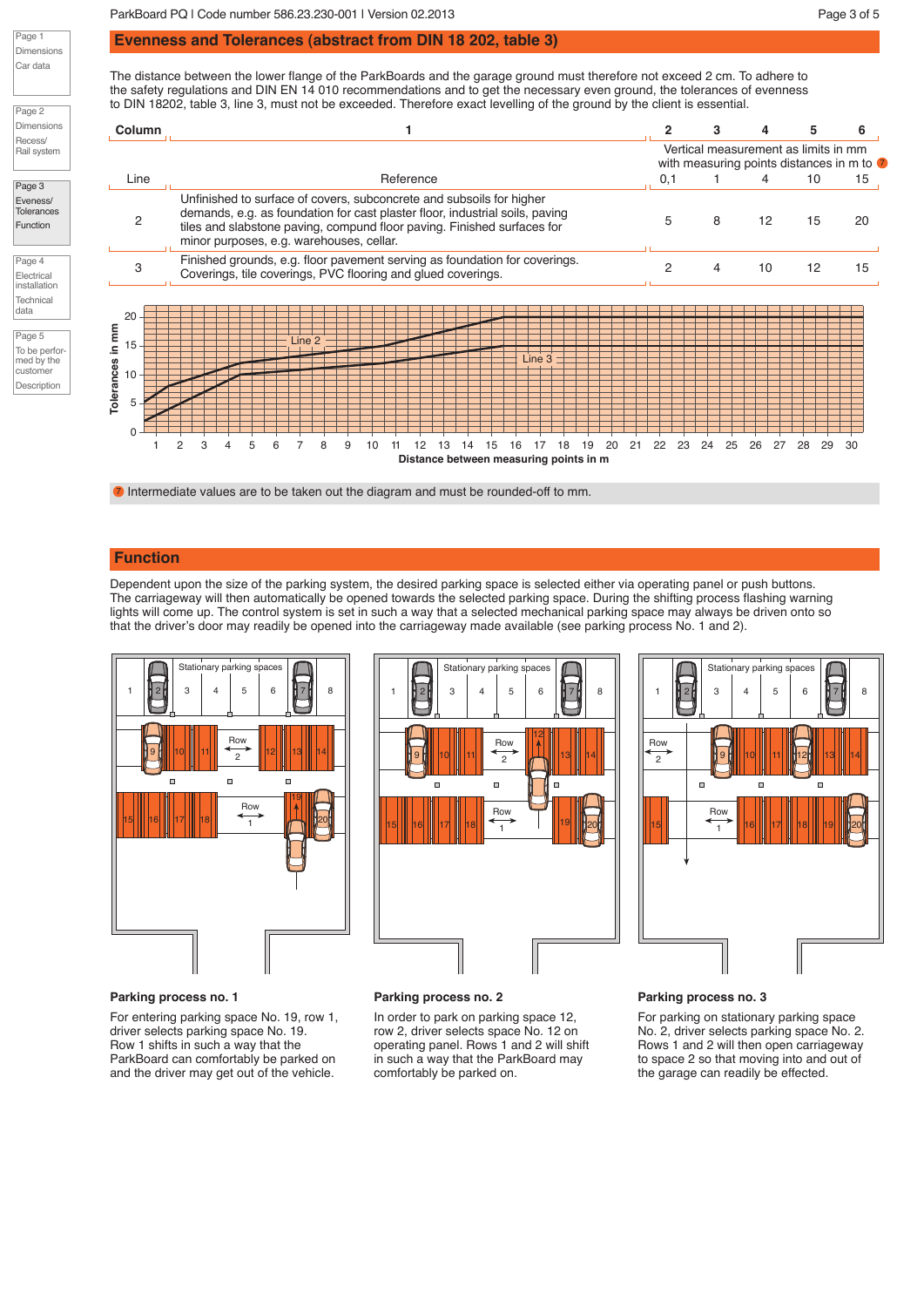## Evenness and Tolerances (abstract from DIN 18 202, table 3)

The distance between the lower flange of the ParkBoards and the garage ground must therefore not exceed 2 cm. To adhere to the safety regulations and DIN EN 14 010 recommendations and to get the necessary even ground, the tolerances of evenness to DIN 18202, table 3, line 3, must not be exceeded. Therefore exact levelling of the ground by the client is essential.

| Column | 1 | 2 | 3 | 4 | 5 | 6 |
|---|---|---|---|---|---|---|
| | | Vertical measurement as limits in mm with measuring points distances in m to (7) | | | | |
| Line | Reference | 0,1 | 1 | 4 | 10 | 15 |
| 2 | Unfinished to surface of covers, subconcrete and subsoils for higher demands, e.g. as foundation for cast plaster floor, industrial soils, paving tiles and slabstone paving, compund floor paving. Finished surfaces for minor purposes, e.g. warehouses, cellar. | 5 | 8 | 12 | 15 | 20 |
| 3 | Finished grounds, e.g. floor pavement serving as foundation for coverings. Coverings, tile coverings, PVC flooring and glued coverings. | 2 | 4 | 10 | 12 | 15 |

(7) Intermediate values are to be taken out the diagram and must be rounded-off to mm.

## Function

Dependent upon the size of the parking system, the desired parking space is selected either via operating panel or push buttons. The carriageway will then automatically be opened towards the selected parking space. During the shifting process flashing warning lights will come up. The control system is set in such a way that a selected mechanical parking space may always be driven onto so that the driver's door may readily be opened into the carriageway made available (see parking process No. 1 and 2).

**Parking process no. 1**

For entering parking space No. 19, row 1, driver selects parking space No. 19. Row 1 shifts in such a way that the ParkBoard can comfortably be parked on and the driver may get out of the vehicle.

**Parking process no. 2**

In order to park on parking space 12, row 2, driver selects space No. 12 on operating panel. Rows 1 and 2 will shift in such a way that the ParkBoard may comfortably be parked on.

**Parking process no. 3**

For parking on stationary parking space No. 2, driver selects parking space No. 2. Rows 1 and 2 will then open carriageway to space 2 so that moving into and out of the garage can readily be effected.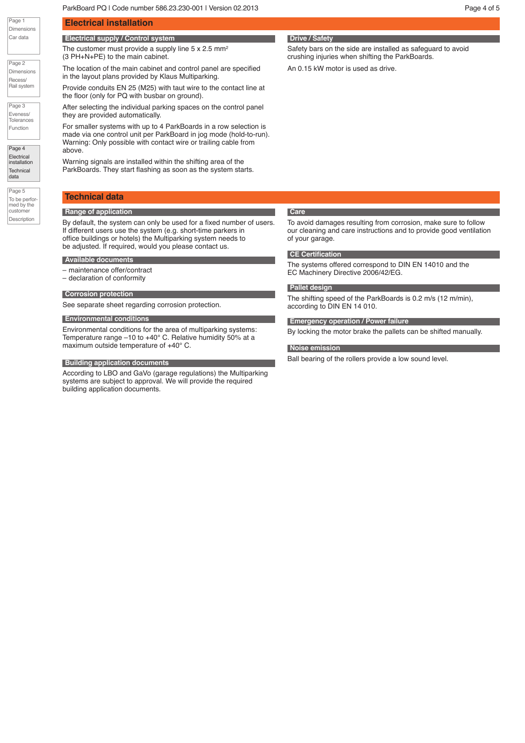# Electrical installation

## Electrical supply / Control system

The customer must provide a supply line 5 x 2.5 mm² (3 PH+N+PE) to the main cabinet.

The location of the main cabinet and control panel are specified in the layout plans provided by Klaus Multiparking.

Provide conduits EN 25 (M25) with taut wire to the contact line at the floor (only for PQ with busbar on ground).

After selecting the individual parking spaces on the control panel they are provided automatically.

For smaller systems with up to 4 ParkBoards in a row selection is made via one control unit per ParkBoard in jog mode (hold-to-run). Warning: Only possible with contact wire or trailing cable from above.

Warning signals are installed within the shifting area of the ParkBoards. They start flashing as soon as the system starts.

## Drive / Safety

Safety bars on the side are installed as safeguard to avoid crushing injuries when shifting the ParkBoards.

An 0.15 kW motor is used as drive.

# Technical data

## Range of application

By default, the system can only be used for a fixed number of users. If different users use the system (e.g. short-time parkers in office buildings or hotels) the Multiparking system needs to be adjusted. If required, would you please contact us.

## Available documents

– maintenance offer/contract
– declaration of conformity

## Corrosion protection

See separate sheet regarding corrosion protection.

## Environmental conditions

Environmental conditions for the area of multiparking systems: Temperature range –10 to +40° C. Relative humidity 50% at a maximum outside temperature of +40° C.

## Building application documents

According to LBO and GaVo (garage regulations) the Multiparking systems are subject to approval. We will provide the required building application documents.

## Care

To avoid damages resulting from corrosion, make sure to follow our cleaning and care instructions and to provide good ventilation of your garage.

## CE Certification

The systems offered correspond to DIN EN 14010 and the EC Machinery Directive 2006/42/EG.

## Pallet design

The shifting speed of the ParkBoards is 0.2 m/s (12 m/min), according to DIN EN 14 010.

## Emergency operation / Power failure

By locking the motor brake the pallets can be shifted manually.

## Noise emission

Ball bearing of the rollers provide a low sound level.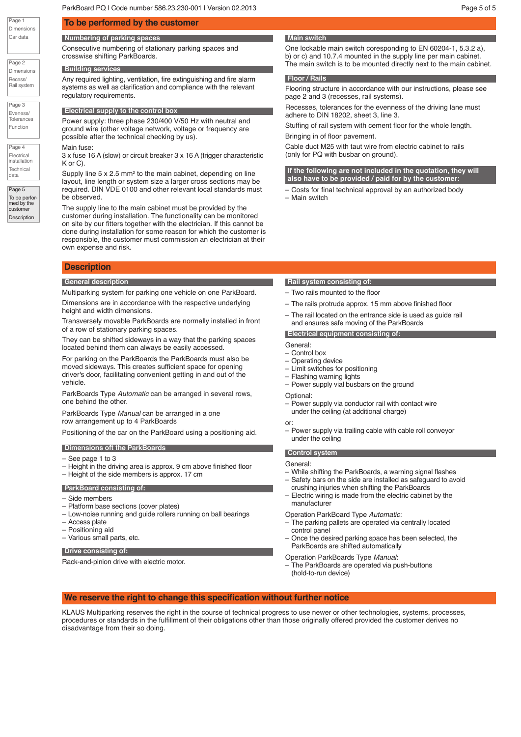## To be performed by the customer

### Numbering of parking spaces

Consecutive numbering of stationary parking spaces and crosswise shifting ParkBoards.

### Building services

Any required lighting, ventilation, fire extinguishing and fire alarm systems as well as clarification and compliance with the relevant regulatory requirements.

### Electrical supply to the control box

Power supply: three phase 230/400 V/50 Hz with neutral and ground wire (other voltage network, voltage or frequency are possible after the technical checking by us).

Main fuse:
3 x fuse 16 A (slow) or circuit breaker 3 x 16 A (trigger characteristic K or C).

Supply line 5 x 2.5 mm² to the main cabinet, depending on line layout, line length or system size a larger cross sections may be required. DIN VDE 0100 and other relevant local standards must be observed.

The supply line to the main cabinet must be provided by the customer during installation. The functionality can be monitored on site by our fitters together with the electrician. If this cannot be done during installation for some reason for which the customer is responsible, the customer must commission an electrician at their own expense and risk.

### Main switch

One lockable main switch coresponding to EN 60204-1, 5.3.2 a), b) or c) and 10.7.4 mounted in the supply line per main cabinet. The main switch is to be mounted directly next to the main cabinet.

### Floor / Rails

Flooring structure in accordance with our instructions, please see page 2 and 3 (recesses, rail systems).

Recesses, tolerances for the evenness of the driving lane must adhere to DIN 18202, sheet 3, line 3.

Stuffing of rail system with cement floor for the whole length.

Bringing in of floor pavement.

Cable duct M25 with taut wire from electric cabinet to rails (only for PQ with busbar on ground).

### If the following are not included in the quotation, they will also have to be provided / paid for by the customer:

- Costs for final technical approval by an authorized body
- Main switch

## Description

### General description

Multiparking system for parking one vehicle on one ParkBoard.

Dimensions are in accordance with the respective underlying height and width dimensions.

Transversely movable ParkBoards are normally installed in front of a row of stationary parking spaces.

They can be shifted sideways in a way that the parking spaces located behind them can always be easily accessed.

For parking on the ParkBoards the ParkBoards must also be moved sideways. This creates sufficient space for opening driver's door, facilitating convenient getting in and out of the vehicle.

ParkBoards Type *Automatic* can be arranged in several rows, one behind the other.

ParkBoards Type *Manual* can be arranged in a one row arrangement up to 4 ParkBoards

Positioning of the car on the ParkBoard using a positioning aid.

### Dimensions oft the ParkBoards

- See page 1 to 3
- Height in the driving area is approx. 9 cm above finished floor
- Height of the side members is approx. 17 cm

### ParkBoard consisting of:

- Side members
- Platform base sections (cover plates)
- Low-noise running and guide rollers running on ball bearings
- Access plate
- Positioning aid
- Various small parts, etc.

### Drive consisting of:

Rack-and-pinion drive with electric motor.

### Rail system consisting of:

- Two rails mounted to the floor
- The rails protrude approx. 15 mm above finished floor
- The rail located on the entrance side is used as guide rail and ensures safe moving of the ParkBoards

### Electrical equipment consisting of:

General:
- Control box
- Operating device
- Limit switches for positioning
- Flashing warning lights
- Power supply vial busbars on the ground

Optional:
- Power supply via conductor rail with contact wire under the ceiling (at additional charge)

or:
- Power supply via trailing cable with cable roll conveyor under the ceiling

### Control system

General:
- While shifting the ParkBoards, a warning signal flashes
- Safety bars on the side are installed as safeguard to avoid crushing injuries when shifting the ParkBoards
- Electric wiring is made from the electric cabinet by the manufacturer

Operation ParkBoard Type *Automatic*:
- The parking pallets are operated via centrally located control panel
- Once the desired parking space has been selected, the ParkBoards are shifted automatically

Operation ParkBoards Type *Manual*:
- The ParkBoards are operated via push-buttons (hold-to-run device)

## We reserve the right to change this specification without further notice

KLAUS Multiparking reserves the right in the course of technical progress to use newer or other technologies, systems, processes, procedures or standards in the fulfillment of their obligations other than those originally offered provided the customer derives no disadvantage from their so doing.